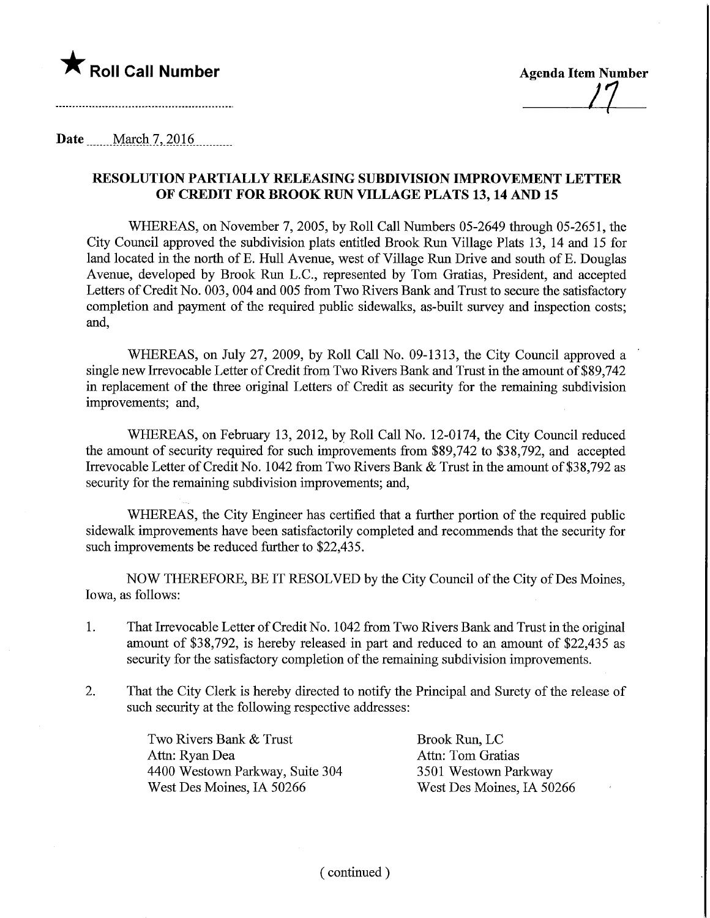★ **Roll Call Number**

**Agenda Item Number**
17

**Date** March 7, 2016

## RESOLUTION PARTIALLY RELEASING SUBDIVISION IMPROVEMENT LETTER OF CREDIT FOR BROOK RUN VILLAGE PLATS 13, 14 AND 15

WHEREAS, on November 7, 2005, by Roll Call Numbers 05-2649 through 05-2651, the City Council approved the subdivision plats entitled Brook Run Village Plats 13, 14 and 15 for land located in the north of E. Hull Avenue, west of Village Run Drive and south of E. Douglas Avenue, developed by Brook Run L.C., represented by Tom Gratias, President, and accepted Letters of Credit No. 003, 004 and 005 from Two Rivers Bank and Trust to secure the satisfactory completion and payment of the required public sidewalks, as-built survey and inspection costs; and,

WHEREAS, on July 27, 2009, by Roll Call No. 09-1313, the City Council approved a single new Irrevocable Letter of Credit from Two Rivers Bank and Trust in the amount of $89,742 in replacement of the three original Letters of Credit as security for the remaining subdivision improvements; and,

WHEREAS, on February 13, 2012, by Roll Call No. 12-0174, the City Council reduced the amount of security required for such improvements from $89,742 to $38,792, and accepted Irrevocable Letter of Credit No. 1042 from Two Rivers Bank & Trust in the amount of $38,792 as security for the remaining subdivision improvements; and,

WHEREAS, the City Engineer has certified that a further portion of the required public sidewalk improvements have been satisfactorily completed and recommends that the security for such improvements be reduced further to $22,435.

NOW THEREFORE, BE IT RESOLVED by the City Council of the City of Des Moines, Iowa, as follows:

1. That Irrevocable Letter of Credit No. 1042 from Two Rivers Bank and Trust in the original amount of $38,792, is hereby released in part and reduced to an amount of $22,435 as security for the satisfactory completion of the remaining subdivision improvements.

2. That the City Clerk is hereby directed to notify the Principal and Surety of the release of such security at the following respective addresses:

| | |
|---|---|
| Two Rivers Bank & Trust | Brook Run, LC |
| Attn: Ryan Dea | Attn: Tom Gratias |
| 4400 Westown Parkway, Suite 304 | 3501 Westown Parkway |
| West Des Moines, IA 50266 | West Des Moines, IA 50266 |

( continued )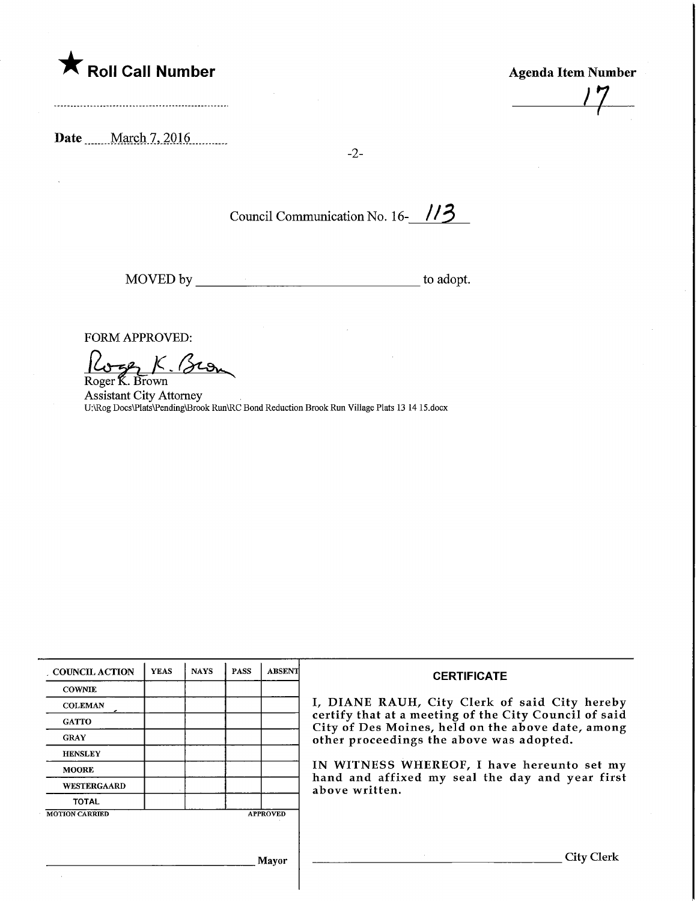★ **Roll Call Number**

**Agenda Item Number**

17

**Date** March 7, 2016

Council Communication No. 16- 113

MOVED by ______________________ to adopt.

FORM APPROVED:

Roger K. Brown
Assistant City Attorney
U:\Rog Docs\Plats\Pending\Brook Run\RC Bond Reduction Brook Run Village Plats 13 14 15.docx

| COUNCIL ACTION | YEAS | NAYS | PASS | ABSENT |
| --- | --- | --- | --- | --- |
| COWNIE | | | | |
| COLEMAN | | | | |
| GATTO | | | | |
| GRAY | | | | |
| HENSLEY | | | | |
| MOORE | | | | |
| WESTERGAARD | | | | |
| TOTAL | | | | |

MOTION CARRIED APPROVED

______________________ Mayor

**CERTIFICATE**

I, DIANE RAUH, City Clerk of said City hereby certify that at a meeting of the City Council of said City of Des Moines, held on the above date, among other proceedings the above was adopted.

IN WITNESS WHEREOF, I have hereunto set my hand and affixed my seal the day and year first above written.

______________________ City Clerk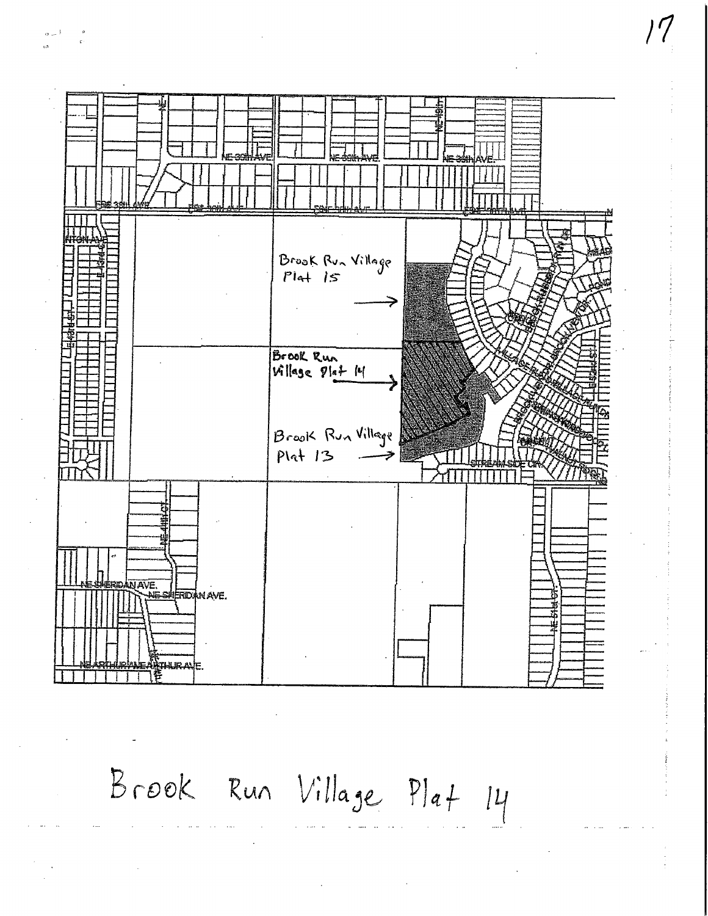NE 39th AVE.

NE 39th AVE.

NE 39th AVE.

E 39th AVE.

E 39th AVE.

E 39th AVE.

E 39th AVE.

Brook Run Village Plat 15

Brook Run Village Plat 14

Brook Run Village Plat 13

STREAM SIDE CIR.

NE 44th CT.

NE SHERIDAN AVE.

NE SHERIDAN AVE.

NE ARTHUR AVE.

NE ARTHUR AVE.

NE 51st CT.

Brook Run Village Plat 14